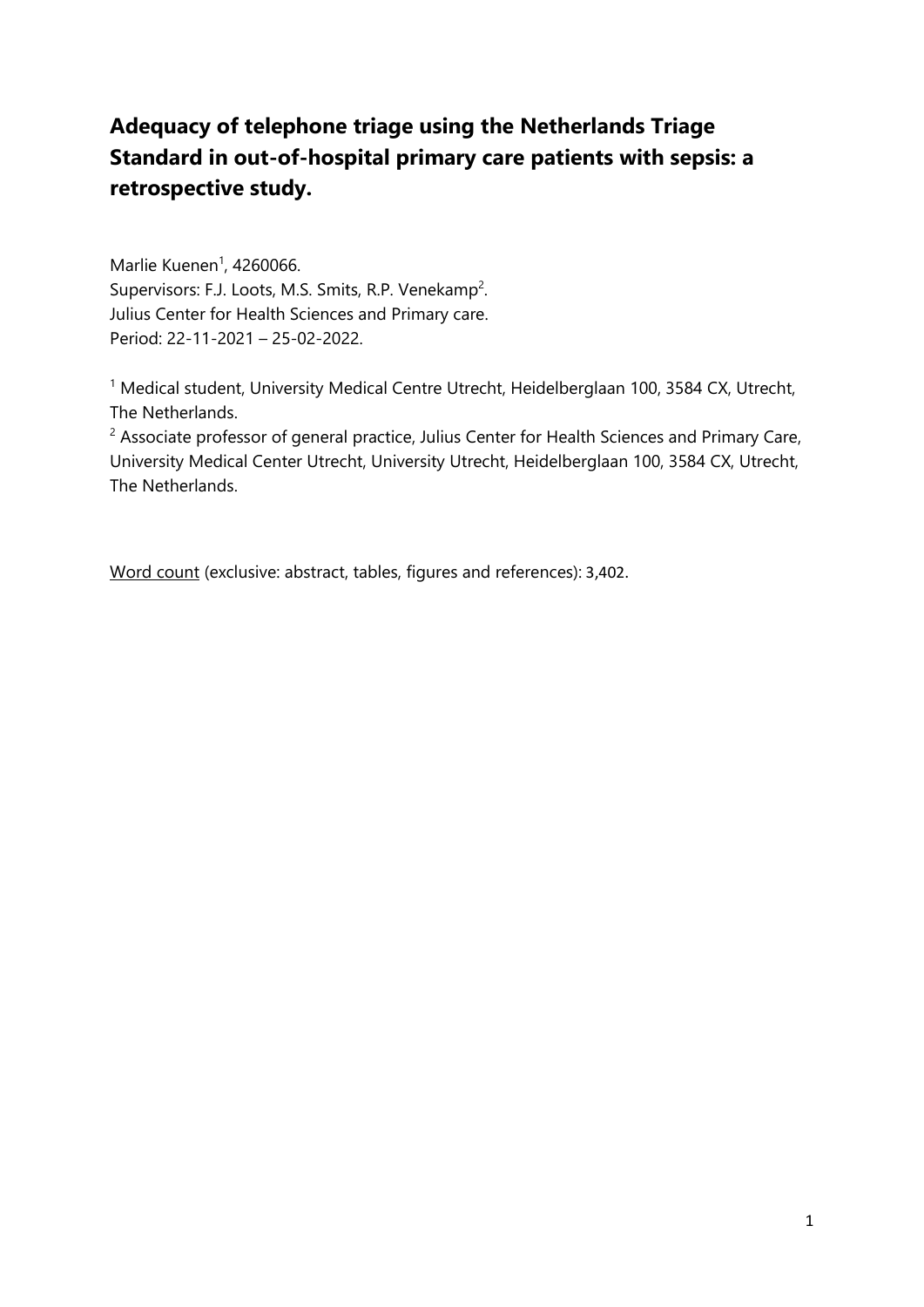# Adequacy of telephone triage using the Netherlands Triage Standard in out-of-hospital primary care patients with sepsis: a retrospective study.

Marlie Kuenen[1], 4260066.
Supervisors: F.J. Loots, M.S. Smits, R.P. Venekamp[2].
Julius Center for Health Sciences and Primary care.
Period: 22-11-2021 – 25-02-2022.

[1] Medical student, University Medical Centre Utrecht, Heidelberglaan 100, 3584 CX, Utrecht, The Netherlands.

[2] Associate professor of general practice, Julius Center for Health Sciences and Primary Care, University Medical Center Utrecht, University Utrecht, Heidelberglaan 100, 3584 CX, Utrecht, The Netherlands.

Word count (exclusive: abstract, tables, figures and references): 3,402.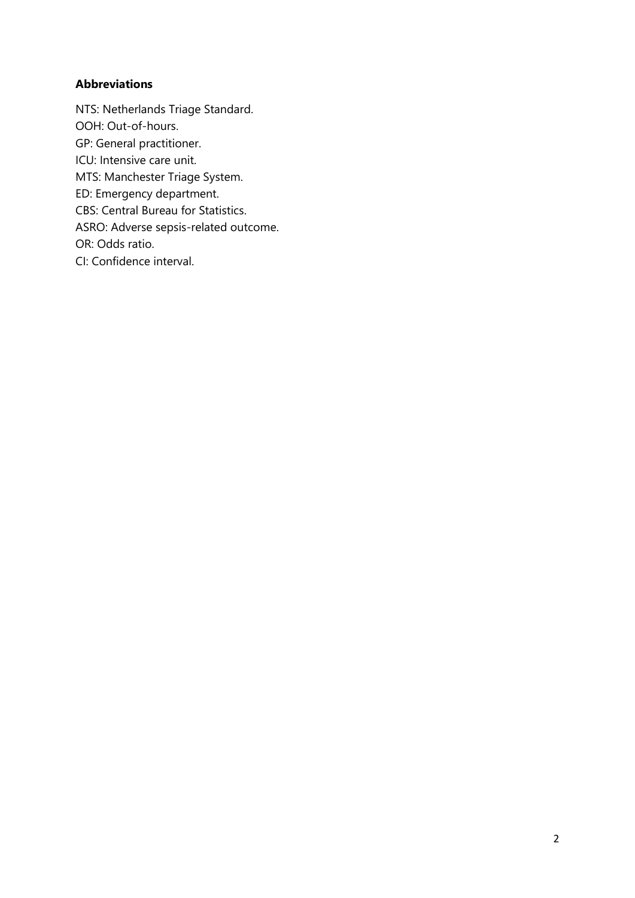**Abbreviations**

NTS: Netherlands Triage Standard.
OOH: Out-of-hours.
GP: General practitioner.
ICU: Intensive care unit.
MTS: Manchester Triage System.
ED: Emergency department.
CBS: Central Bureau for Statistics.
ASRO: Adverse sepsis-related outcome.
OR: Odds ratio.
CI: Confidence interval.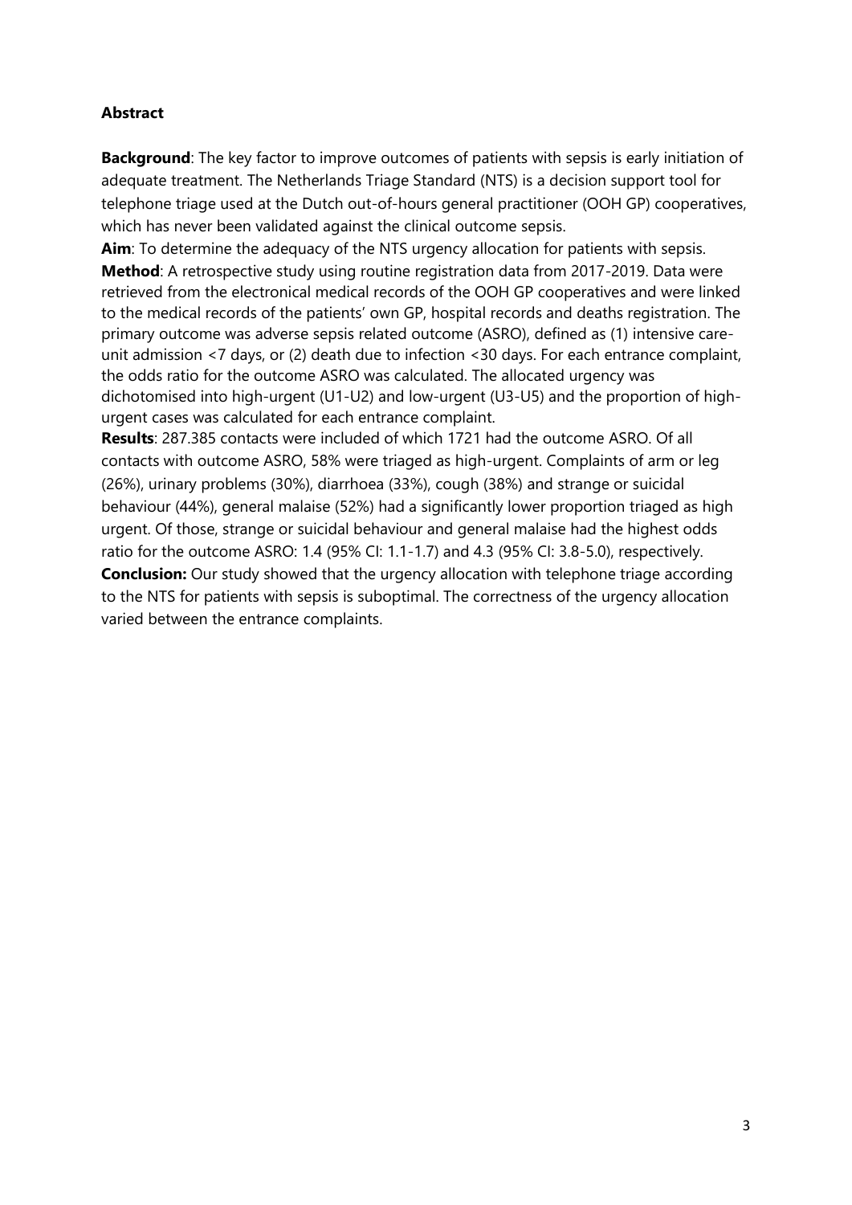## Abstract

**Background**: The key factor to improve outcomes of patients with sepsis is early initiation of adequate treatment. The Netherlands Triage Standard (NTS) is a decision support tool for telephone triage used at the Dutch out-of-hours general practitioner (OOH GP) cooperatives, which has never been validated against the clinical outcome sepsis.

**Aim**: To determine the adequacy of the NTS urgency allocation for patients with sepsis.

**Method**: A retrospective study using routine registration data from 2017-2019. Data were retrieved from the electronical medical records of the OOH GP cooperatives and were linked to the medical records of the patients' own GP, hospital records and deaths registration. The primary outcome was adverse sepsis related outcome (ASRO), defined as (1) intensive care-unit admission <7 days, or (2) death due to infection <30 days. For each entrance complaint, the odds ratio for the outcome ASRO was calculated. The allocated urgency was dichotomised into high-urgent (U1-U2) and low-urgent (U3-U5) and the proportion of high-urgent cases was calculated for each entrance complaint.

**Results**: 287.385 contacts were included of which 1721 had the outcome ASRO. Of all contacts with outcome ASRO, 58% were triaged as high-urgent. Complaints of arm or leg (26%), urinary problems (30%), diarrhoea (33%), cough (38%) and strange or suicidal behaviour (44%), general malaise (52%) had a significantly lower proportion triaged as high urgent. Of those, strange or suicidal behaviour and general malaise had the highest odds ratio for the outcome ASRO: 1.4 (95% CI: 1.1-1.7) and 4.3 (95% CI: 3.8-5.0), respectively.

**Conclusion:** Our study showed that the urgency allocation with telephone triage according to the NTS for patients with sepsis is suboptimal. The correctness of the urgency allocation varied between the entrance complaints.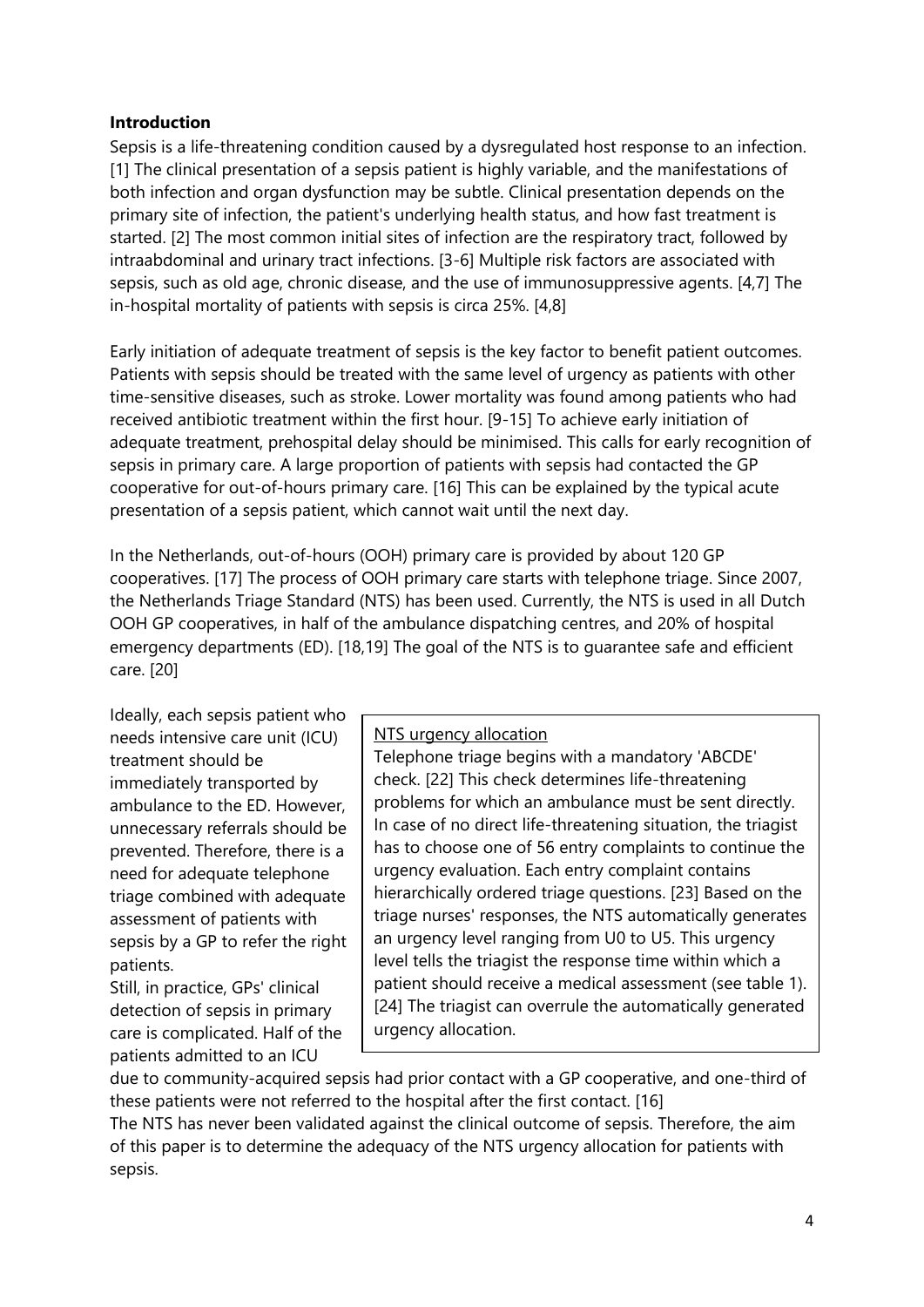**Introduction**

Sepsis is a life-threatening condition caused by a dysregulated host response to an infection. [1] The clinical presentation of a sepsis patient is highly variable, and the manifestations of both infection and organ dysfunction may be subtle. Clinical presentation depends on the primary site of infection, the patient's underlying health status, and how fast treatment is started. [2] The most common initial sites of infection are the respiratory tract, followed by intraabdominal and urinary tract infections. [3-6] Multiple risk factors are associated with sepsis, such as old age, chronic disease, and the use of immunosuppressive agents. [4,7] The in-hospital mortality of patients with sepsis is circa 25%. [4,8]

Early initiation of adequate treatment of sepsis is the key factor to benefit patient outcomes. Patients with sepsis should be treated with the same level of urgency as patients with other time-sensitive diseases, such as stroke. Lower mortality was found among patients who had received antibiotic treatment within the first hour. [9-15] To achieve early initiation of adequate treatment, prehospital delay should be minimised. This calls for early recognition of sepsis in primary care. A large proportion of patients with sepsis had contacted the GP cooperative for out-of-hours primary care. [16] This can be explained by the typical acute presentation of a sepsis patient, which cannot wait until the next day.

In the Netherlands, out-of-hours (OOH) primary care is provided by about 120 GP cooperatives. [17] The process of OOH primary care starts with telephone triage. Since 2007, the Netherlands Triage Standard (NTS) has been used. Currently, the NTS is used in all Dutch OOH GP cooperatives, in half of the ambulance dispatching centres, and 20% of hospital emergency departments (ED). [18,19] The goal of the NTS is to guarantee safe and efficient care. [20]

Ideally, each sepsis patient who needs intensive care unit (ICU) treatment should be immediately transported by ambulance to the ED. However, unnecessary referrals should be prevented. Therefore, there is a need for adequate telephone triage combined with adequate assessment of patients with sepsis by a GP to refer the right patients.

Still, in practice, GPs' clinical detection of sepsis in primary care is complicated. Half of the patients admitted to an ICU due to community-acquired sepsis had prior contact with a GP cooperative, and one-third of these patients were not referred to the hospital after the first contact. [16]

The NTS has never been validated against the clinical outcome of sepsis. Therefore, the aim of this paper is to determine the adequacy of the NTS urgency allocation for patients with sepsis.

> NTS urgency allocation
>
> Telephone triage begins with a mandatory 'ABCDE' check. [22] This check determines life-threatening problems for which an ambulance must be sent directly. In case of no direct life-threatening situation, the triagist has to choose one of 56 entry complaints to continue the urgency evaluation. Each entry complaint contains hierarchically ordered triage questions. [23] Based on the triage nurses' responses, the NTS automatically generates an urgency level ranging from U0 to U5. This urgency level tells the triagist the response time within which a patient should receive a medical assessment (see table 1). [24] The triagist can overrule the automatically generated urgency allocation.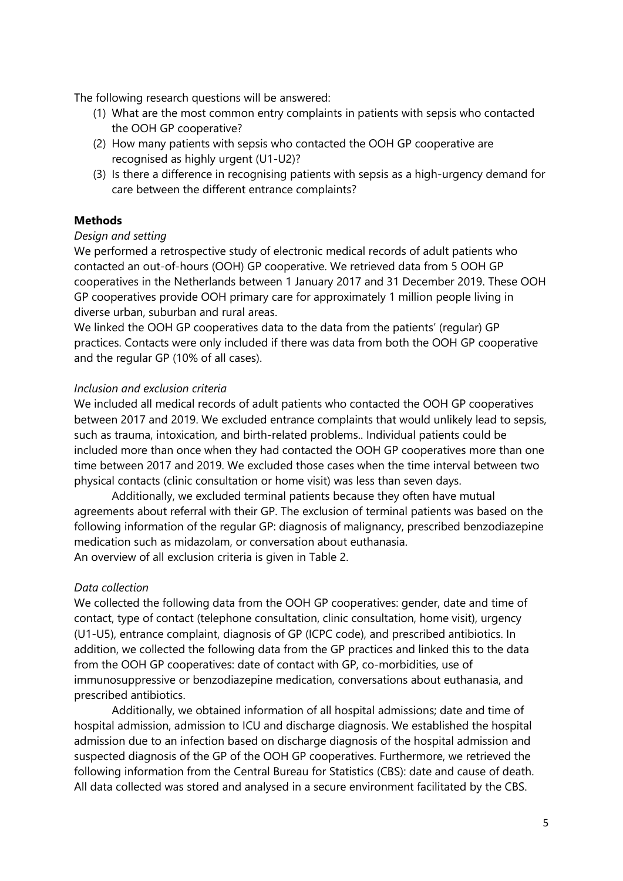The following research questions will be answered:

(1) What are the most common entry complaints in patients with sepsis who contacted the OOH GP cooperative?
(2) How many patients with sepsis who contacted the OOH GP cooperative are recognised as highly urgent (U1-U2)?
(3) Is there a difference in recognising patients with sepsis as a high-urgency demand for care between the different entrance complaints?

## Methods

### *Design and setting*

We performed a retrospective study of electronic medical records of adult patients who contacted an out-of-hours (OOH) GP cooperative. We retrieved data from 5 OOH GP cooperatives in the Netherlands between 1 January 2017 and 31 December 2019. These OOH GP cooperatives provide OOH primary care for approximately 1 million people living in diverse urban, suburban and rural areas.

We linked the OOH GP cooperatives data to the data from the patients' (regular) GP practices. Contacts were only included if there was data from both the OOH GP cooperative and the regular GP (10% of all cases).

### *Inclusion and exclusion criteria*

We included all medical records of adult patients who contacted the OOH GP cooperatives between 2017 and 2019. We excluded entrance complaints that would unlikely lead to sepsis, such as trauma, intoxication, and birth-related problems.. Individual patients could be included more than once when they had contacted the OOH GP cooperatives more than one time between 2017 and 2019. We excluded those cases when the time interval between two physical contacts (clinic consultation or home visit) was less than seven days.

Additionally, we excluded terminal patients because they often have mutual agreements about referral with their GP. The exclusion of terminal patients was based on the following information of the regular GP: diagnosis of malignancy, prescribed benzodiazepine medication such as midazolam, or conversation about euthanasia.
An overview of all exclusion criteria is given in Table 2.

### *Data collection*

We collected the following data from the OOH GP cooperatives: gender, date and time of contact, type of contact (telephone consultation, clinic consultation, home visit), urgency (U1-U5), entrance complaint, diagnosis of GP (ICPC code), and prescribed antibiotics. In addition, we collected the following data from the GP practices and linked this to the data from the OOH GP cooperatives: date of contact with GP, co-morbidities, use of immunosuppressive or benzodiazepine medication, conversations about euthanasia, and prescribed antibiotics.

Additionally, we obtained information of all hospital admissions; date and time of hospital admission, admission to ICU and discharge diagnosis. We established the hospital admission due to an infection based on discharge diagnosis of the hospital admission and suspected diagnosis of the GP of the OOH GP cooperatives. Furthermore, we retrieved the following information from the Central Bureau for Statistics (CBS): date and cause of death. All data collected was stored and analysed in a secure environment facilitated by the CBS.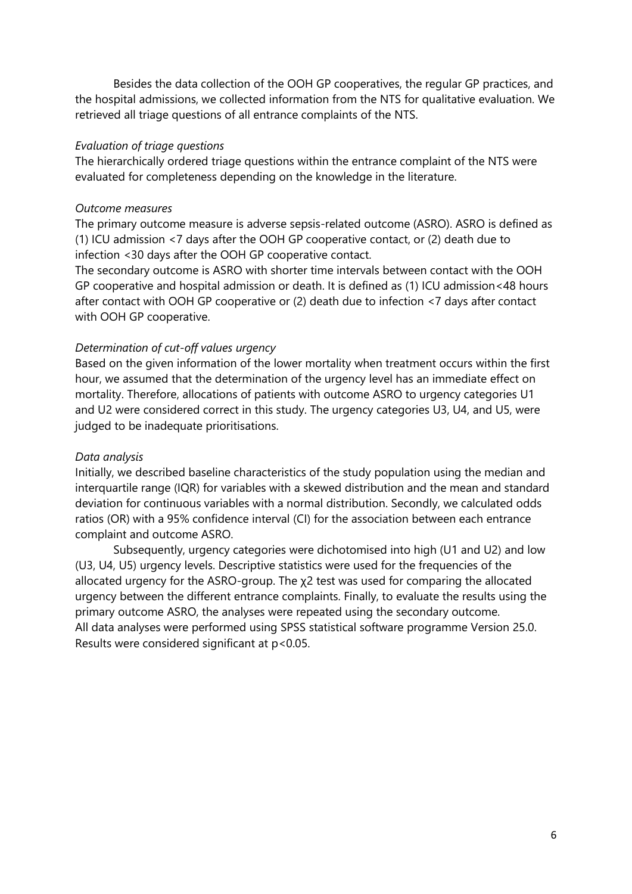Besides the data collection of the OOH GP cooperatives, the regular GP practices, and the hospital admissions, we collected information from the NTS for qualitative evaluation. We retrieved all triage questions of all entrance complaints of the NTS.

*Evaluation of triage questions*

The hierarchically ordered triage questions within the entrance complaint of the NTS were evaluated for completeness depending on the knowledge in the literature.

*Outcome measures*

The primary outcome measure is adverse sepsis-related outcome (ASRO). ASRO is defined as (1) ICU admission <7 days after the OOH GP cooperative contact, or (2) death due to infection <30 days after the OOH GP cooperative contact.

The secondary outcome is ASRO with shorter time intervals between contact with the OOH GP cooperative and hospital admission or death. It is defined as (1) ICU admission<48 hours after contact with OOH GP cooperative or (2) death due to infection <7 days after contact with OOH GP cooperative.

*Determination of cut-off values urgency*

Based on the given information of the lower mortality when treatment occurs within the first hour, we assumed that the determination of the urgency level has an immediate effect on mortality. Therefore, allocations of patients with outcome ASRO to urgency categories U1 and U2 were considered correct in this study. The urgency categories U3, U4, and U5, were judged to be inadequate prioritisations.

*Data analysis*

Initially, we described baseline characteristics of the study population using the median and interquartile range (IQR) for variables with a skewed distribution and the mean and standard deviation for continuous variables with a normal distribution. Secondly, we calculated odds ratios (OR) with a 95% confidence interval (CI) for the association between each entrance complaint and outcome ASRO.

Subsequently, urgency categories were dichotomised into high (U1 and U2) and low (U3, U4, U5) urgency levels. Descriptive statistics were used for the frequencies of the allocated urgency for the ASRO-group. The $\chi 2$ test was used for comparing the allocated urgency between the different entrance complaints. Finally, to evaluate the results using the primary outcome ASRO, the analyses were repeated using the secondary outcome.

All data analyses were performed using SPSS statistical software programme Version 25.0. Results were considered significant at $p<0.05$.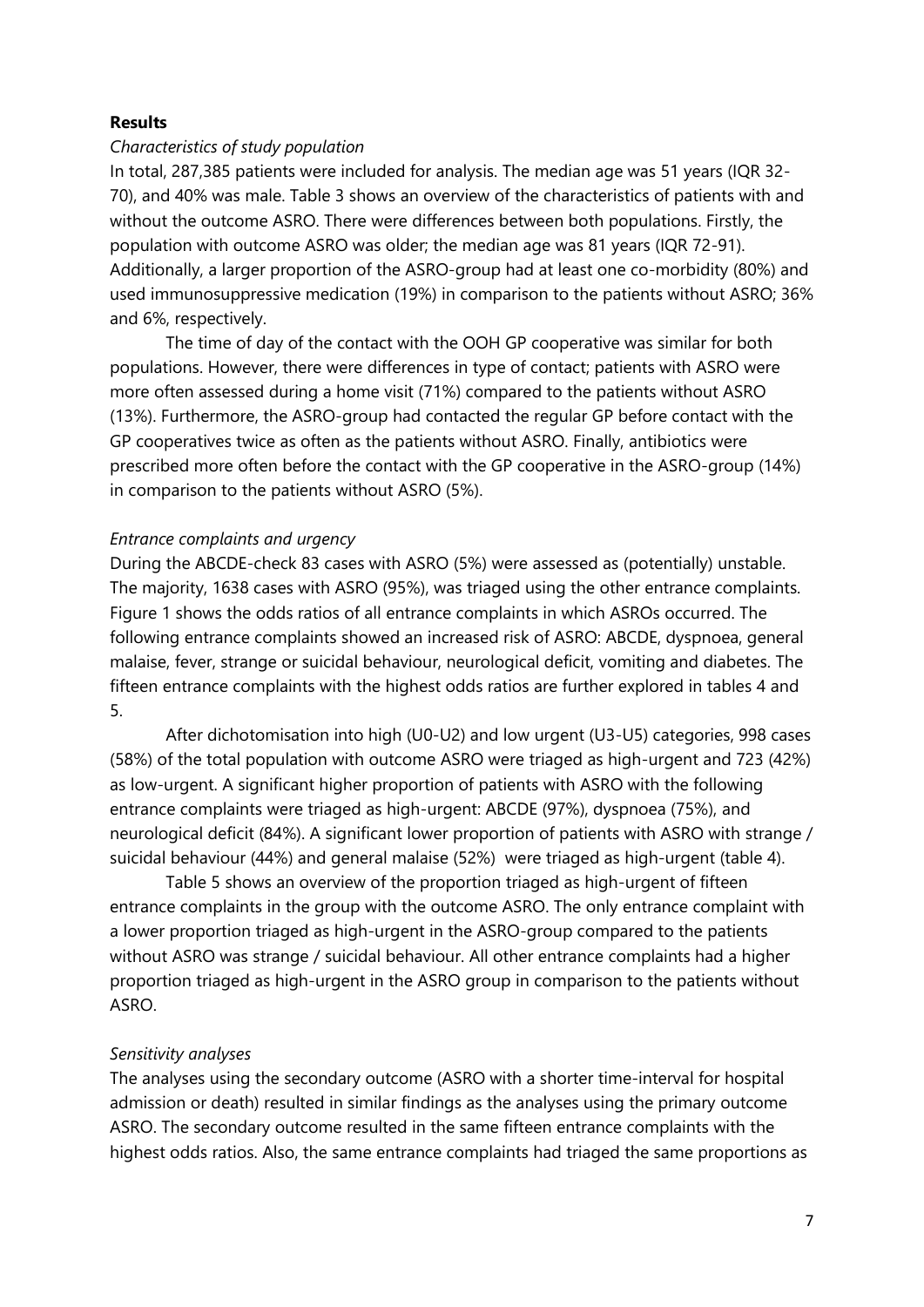## Results

*Characteristics of study population*

In total, 287,385 patients were included for analysis. The median age was 51 years (IQR 32-70), and 40% was male. Table 3 shows an overview of the characteristics of patients with and without the outcome ASRO. There were differences between both populations. Firstly, the population with outcome ASRO was older; the median age was 81 years (IQR 72-91). Additionally, a larger proportion of the ASRO-group had at least one co-morbidity (80%) and used immunosuppressive medication (19%) in comparison to the patients without ASRO; 36% and 6%, respectively.

The time of day of the contact with the OOH GP cooperative was similar for both populations. However, there were differences in type of contact; patients with ASRO were more often assessed during a home visit (71%) compared to the patients without ASRO (13%). Furthermore, the ASRO-group had contacted the regular GP before contact with the GP cooperatives twice as often as the patients without ASRO. Finally, antibiotics were prescribed more often before the contact with the GP cooperative in the ASRO-group (14%) in comparison to the patients without ASRO (5%).

*Entrance complaints and urgency*

During the ABCDE-check 83 cases with ASRO (5%) were assessed as (potentially) unstable. The majority, 1638 cases with ASRO (95%), was triaged using the other entrance complaints. Figure 1 shows the odds ratios of all entrance complaints in which ASROs occurred. The following entrance complaints showed an increased risk of ASRO: ABCDE, dyspnoea, general malaise, fever, strange or suicidal behaviour, neurological deficit, vomiting and diabetes. The fifteen entrance complaints with the highest odds ratios are further explored in tables 4 and 5.

After dichotomisation into high (U0-U2) and low urgent (U3-U5) categories, 998 cases (58%) of the total population with outcome ASRO were triaged as high-urgent and 723 (42%) as low-urgent. A significant higher proportion of patients with ASRO with the following entrance complaints were triaged as high-urgent: ABCDE (97%), dyspnoea (75%), and neurological deficit (84%). A significant lower proportion of patients with ASRO with strange / suicidal behaviour (44%) and general malaise (52%) were triaged as high-urgent (table 4).

Table 5 shows an overview of the proportion triaged as high-urgent of fifteen entrance complaints in the group with the outcome ASRO. The only entrance complaint with a lower proportion triaged as high-urgent in the ASRO-group compared to the patients without ASRO was strange / suicidal behaviour. All other entrance complaints had a higher proportion triaged as high-urgent in the ASRO group in comparison to the patients without ASRO.

*Sensitivity analyses*

The analyses using the secondary outcome (ASRO with a shorter time-interval for hospital admission or death) resulted in similar findings as the analyses using the primary outcome ASRO. The secondary outcome resulted in the same fifteen entrance complaints with the highest odds ratios. Also, the same entrance complaints had triaged the same proportions as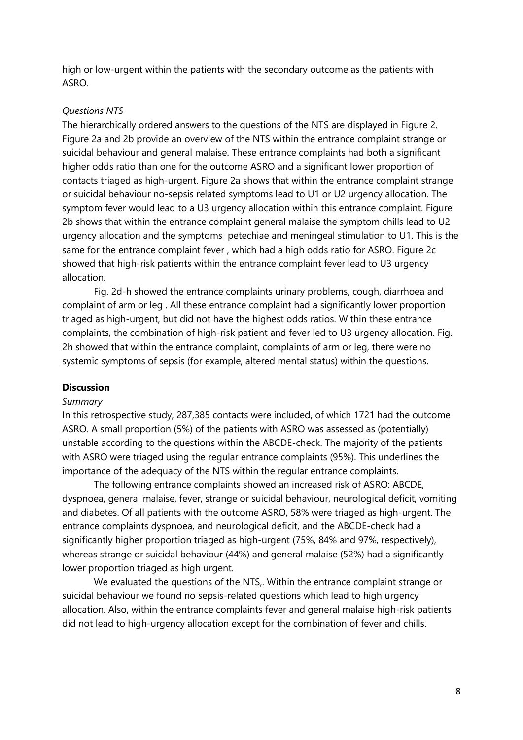high or low-urgent within the patients with the secondary outcome as the patients with ASRO.

*Questions NTS*

The hierarchically ordered answers to the questions of the NTS are displayed in Figure 2. Figure 2a and 2b provide an overview of the NTS within the entrance complaint strange or suicidal behaviour and general malaise. These entrance complaints had both a significant higher odds ratio than one for the outcome ASRO and a significant lower proportion of contacts triaged as high-urgent. Figure 2a shows that within the entrance complaint strange or suicidal behaviour no-sepsis related symptoms lead to U1 or U2 urgency allocation. The symptom fever would lead to a U3 urgency allocation within this entrance complaint. Figure 2b shows that within the entrance complaint general malaise the symptom chills lead to U2 urgency allocation and the symptoms petechiae and meningeal stimulation to U1. This is the same for the entrance complaint fever , which had a high odds ratio for ASRO. Figure 2c showed that high-risk patients within the entrance complaint fever lead to U3 urgency allocation.

Fig. 2d-h showed the entrance complaints urinary problems, cough, diarrhoea and complaint of arm or leg . All these entrance complaint had a significantly lower proportion triaged as high-urgent, but did not have the highest odds ratios. Within these entrance complaints, the combination of high-risk patient and fever led to U3 urgency allocation. Fig. 2h showed that within the entrance complaint, complaints of arm or leg, there were no systemic symptoms of sepsis (for example, altered mental status) within the questions.

## Discussion

*Summary*

In this retrospective study, 287,385 contacts were included, of which 1721 had the outcome ASRO. A small proportion (5%) of the patients with ASRO was assessed as (potentially) unstable according to the questions within the ABCDE-check. The majority of the patients with ASRO were triaged using the regular entrance complaints (95%). This underlines the importance of the adequacy of the NTS within the regular entrance complaints.

The following entrance complaints showed an increased risk of ASRO: ABCDE, dyspnoea, general malaise, fever, strange or suicidal behaviour, neurological deficit, vomiting and diabetes. Of all patients with the outcome ASRO, 58% were triaged as high-urgent. The entrance complaints dyspnoea, and neurological deficit, and the ABCDE-check had a significantly higher proportion triaged as high-urgent (75%, 84% and 97%, respectively), whereas strange or suicidal behaviour (44%) and general malaise (52%) had a significantly lower proportion triaged as high urgent.

We evaluated the questions of the NTS,. Within the entrance complaint strange or suicidal behaviour we found no sepsis-related questions which lead to high urgency allocation. Also, within the entrance complaints fever and general malaise high-risk patients did not lead to high-urgency allocation except for the combination of fever and chills.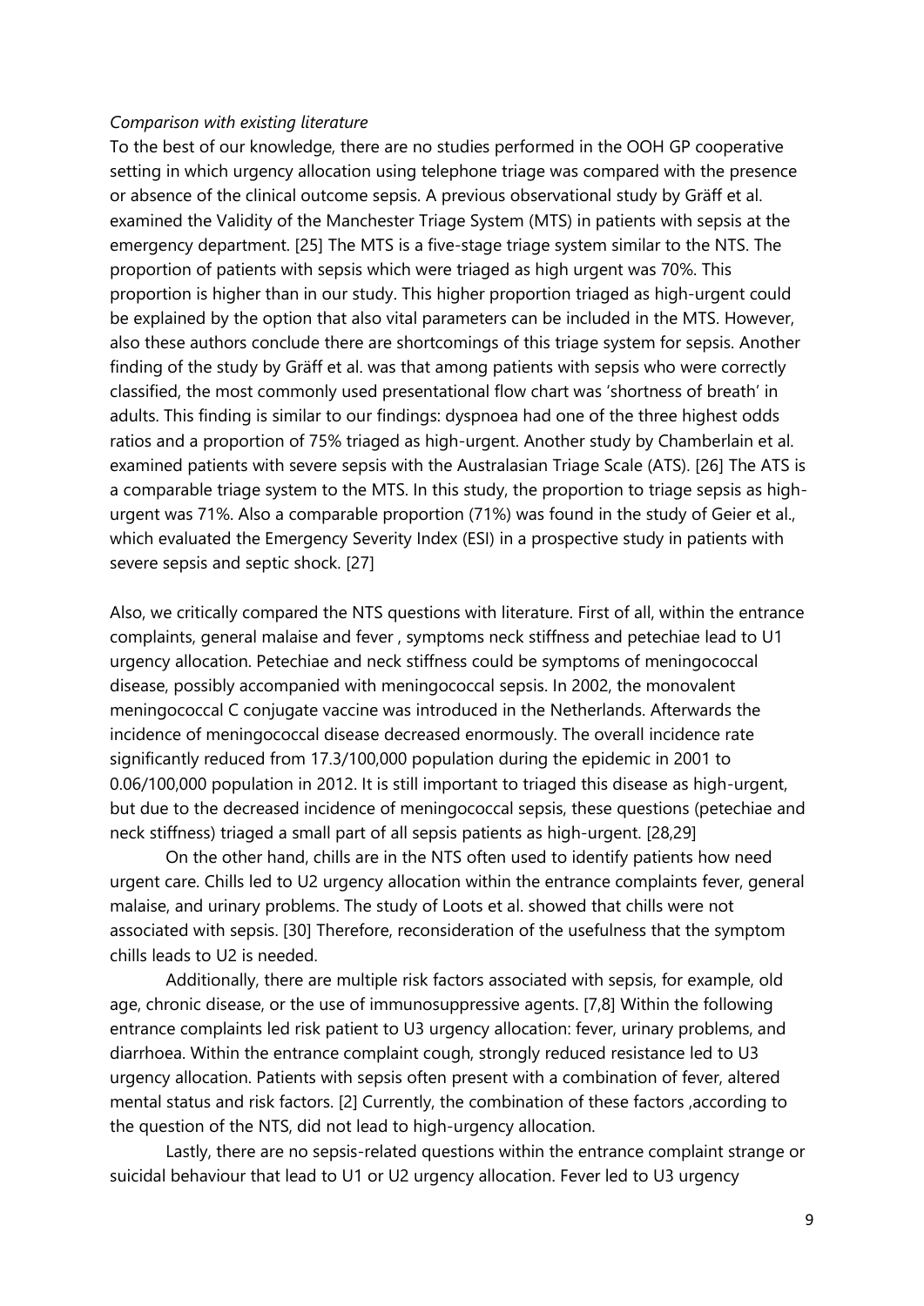*Comparison with existing literature*

To the best of our knowledge, there are no studies performed in the OOH GP cooperative setting in which urgency allocation using telephone triage was compared with the presence or absence of the clinical outcome sepsis. A previous observational study by Gräff et al. examined the Validity of the Manchester Triage System (MTS) in patients with sepsis at the emergency department. [25] The MTS is a five-stage triage system similar to the NTS. The proportion of patients with sepsis which were triaged as high urgent was 70%. This proportion is higher than in our study. This higher proportion triaged as high-urgent could be explained by the option that also vital parameters can be included in the MTS. However, also these authors conclude there are shortcomings of this triage system for sepsis. Another finding of the study by Gräff et al. was that among patients with sepsis who were correctly classified, the most commonly used presentational flow chart was 'shortness of breath' in adults. This finding is similar to our findings: dyspnoea had one of the three highest odds ratios and a proportion of 75% triaged as high-urgent. Another study by Chamberlain et al. examined patients with severe sepsis with the Australasian Triage Scale (ATS). [26] The ATS is a comparable triage system to the MTS. In this study, the proportion to triage sepsis as high-urgent was 71%. Also a comparable proportion (71%) was found in the study of Geier et al., which evaluated the Emergency Severity Index (ESI) in a prospective study in patients with severe sepsis and septic shock. [27]

Also, we critically compared the NTS questions with literature. First of all, within the entrance complaints, general malaise and fever , symptoms neck stiffness and petechiae lead to U1 urgency allocation. Petechiae and neck stiffness could be symptoms of meningococcal disease, possibly accompanied with meningococcal sepsis. In 2002, the monovalent meningococcal C conjugate vaccine was introduced in the Netherlands. Afterwards the incidence of meningococcal disease decreased enormously. The overall incidence rate significantly reduced from 17.3/100,000 population during the epidemic in 2001 to 0.06/100,000 population in 2012. It is still important to triaged this disease as high-urgent, but due to the decreased incidence of meningococcal sepsis, these questions (petechiae and neck stiffness) triaged a small part of all sepsis patients as high-urgent. [28,29]

On the other hand, chills are in the NTS often used to identify patients how need urgent care. Chills led to U2 urgency allocation within the entrance complaints fever, general malaise, and urinary problems. The study of Loots et al. showed that chills were not associated with sepsis. [30] Therefore, reconsideration of the usefulness that the symptom chills leads to U2 is needed.

Additionally, there are multiple risk factors associated with sepsis, for example, old age, chronic disease, or the use of immunosuppressive agents. [7,8] Within the following entrance complaints led risk patient to U3 urgency allocation: fever, urinary problems, and diarrhoea. Within the entrance complaint cough, strongly reduced resistance led to U3 urgency allocation. Patients with sepsis often present with a combination of fever, altered mental status and risk factors. [2] Currently, the combination of these factors ,according to the question of the NTS, did not lead to high-urgency allocation.

Lastly, there are no sepsis-related questions within the entrance complaint strange or suicidal behaviour that lead to U1 or U2 urgency allocation. Fever led to U3 urgency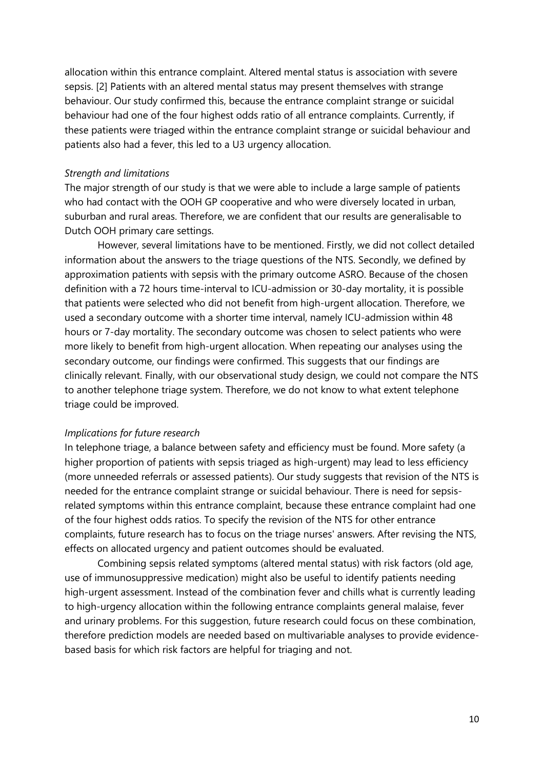allocation within this entrance complaint. Altered mental status is association with severe sepsis. [2] Patients with an altered mental status may present themselves with strange behaviour. Our study confirmed this, because the entrance complaint strange or suicidal behaviour had one of the four highest odds ratio of all entrance complaints. Currently, if these patients were triaged within the entrance complaint strange or suicidal behaviour and patients also had a fever, this led to a U3 urgency allocation.

*Strength and limitations*

The major strength of our study is that we were able to include a large sample of patients who had contact with the OOH GP cooperative and who were diversely located in urban, suburban and rural areas. Therefore, we are confident that our results are generalisable to Dutch OOH primary care settings.

However, several limitations have to be mentioned. Firstly, we did not collect detailed information about the answers to the triage questions of the NTS. Secondly, we defined by approximation patients with sepsis with the primary outcome ASRO. Because of the chosen definition with a 72 hours time-interval to ICU-admission or 30-day mortality, it is possible that patients were selected who did not benefit from high-urgent allocation. Therefore, we used a secondary outcome with a shorter time interval, namely ICU-admission within 48 hours or 7-day mortality. The secondary outcome was chosen to select patients who were more likely to benefit from high-urgent allocation. When repeating our analyses using the secondary outcome, our findings were confirmed. This suggests that our findings are clinically relevant. Finally, with our observational study design, we could not compare the NTS to another telephone triage system. Therefore, we do not know to what extent telephone triage could be improved.

*Implications for future research*

In telephone triage, a balance between safety and efficiency must be found. More safety (a higher proportion of patients with sepsis triaged as high-urgent) may lead to less efficiency (more unneeded referrals or assessed patients). Our study suggests that revision of the NTS is needed for the entrance complaint strange or suicidal behaviour. There is need for sepsis-related symptoms within this entrance complaint, because these entrance complaint had one of the four highest odds ratios. To specify the revision of the NTS for other entrance complaints, future research has to focus on the triage nurses' answers. After revising the NTS, effects on allocated urgency and patient outcomes should be evaluated.

Combining sepsis related symptoms (altered mental status) with risk factors (old age, use of immunosuppressive medication) might also be useful to identify patients needing high-urgent assessment. Instead of the combination fever and chills what is currently leading to high-urgency allocation within the following entrance complaints general malaise, fever and urinary problems. For this suggestion, future research could focus on these combination, therefore prediction models are needed based on multivariable analyses to provide evidence-based basis for which risk factors are helpful for triaging and not.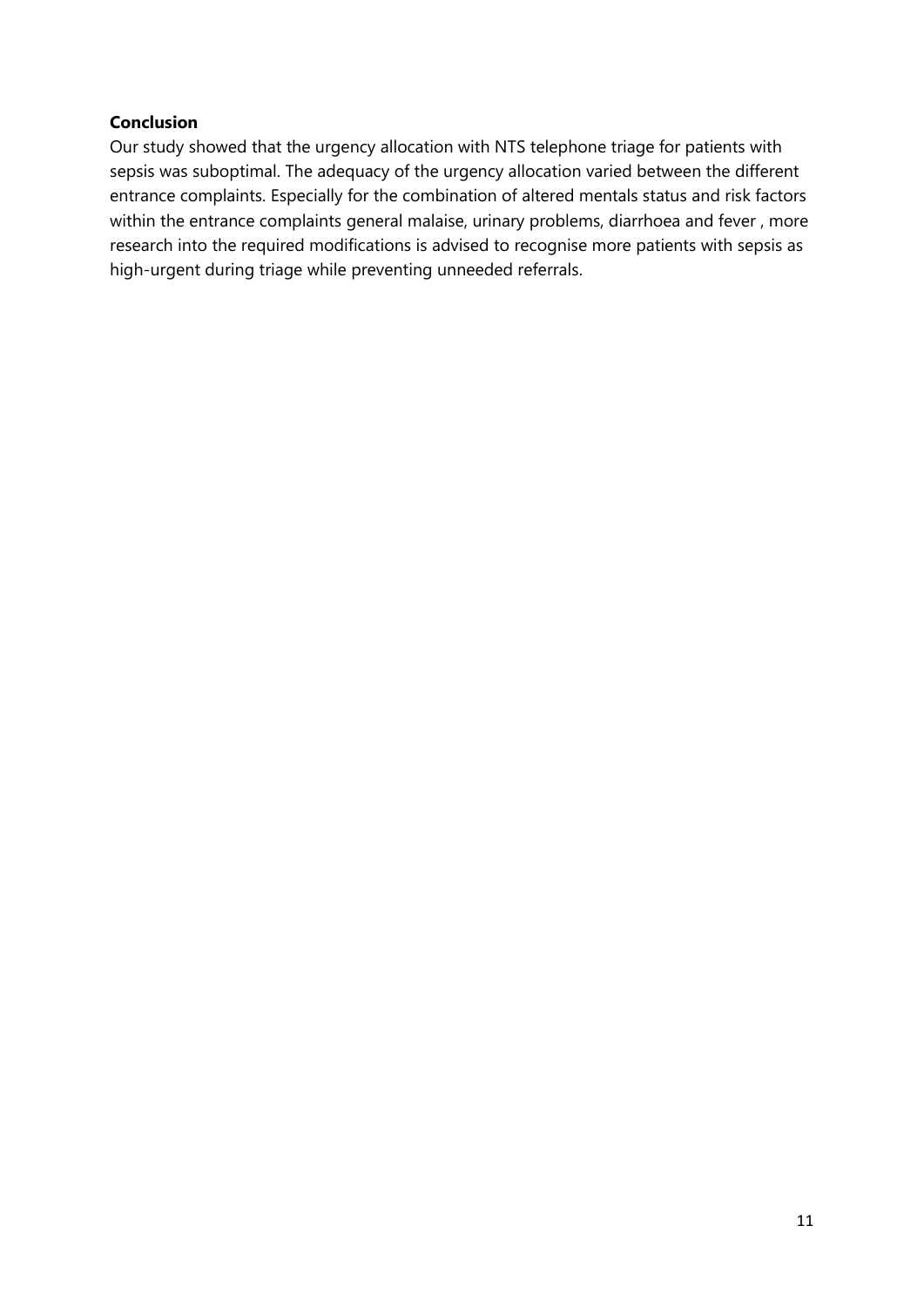**Conclusion**

Our study showed that the urgency allocation with NTS telephone triage for patients with sepsis was suboptimal. The adequacy of the urgency allocation varied between the different entrance complaints. Especially for the combination of altered mentals status and risk factors within the entrance complaints general malaise, urinary problems, diarrhoea and fever , more research into the required modifications is advised to recognise more patients with sepsis as high-urgent during triage while preventing unneeded referrals.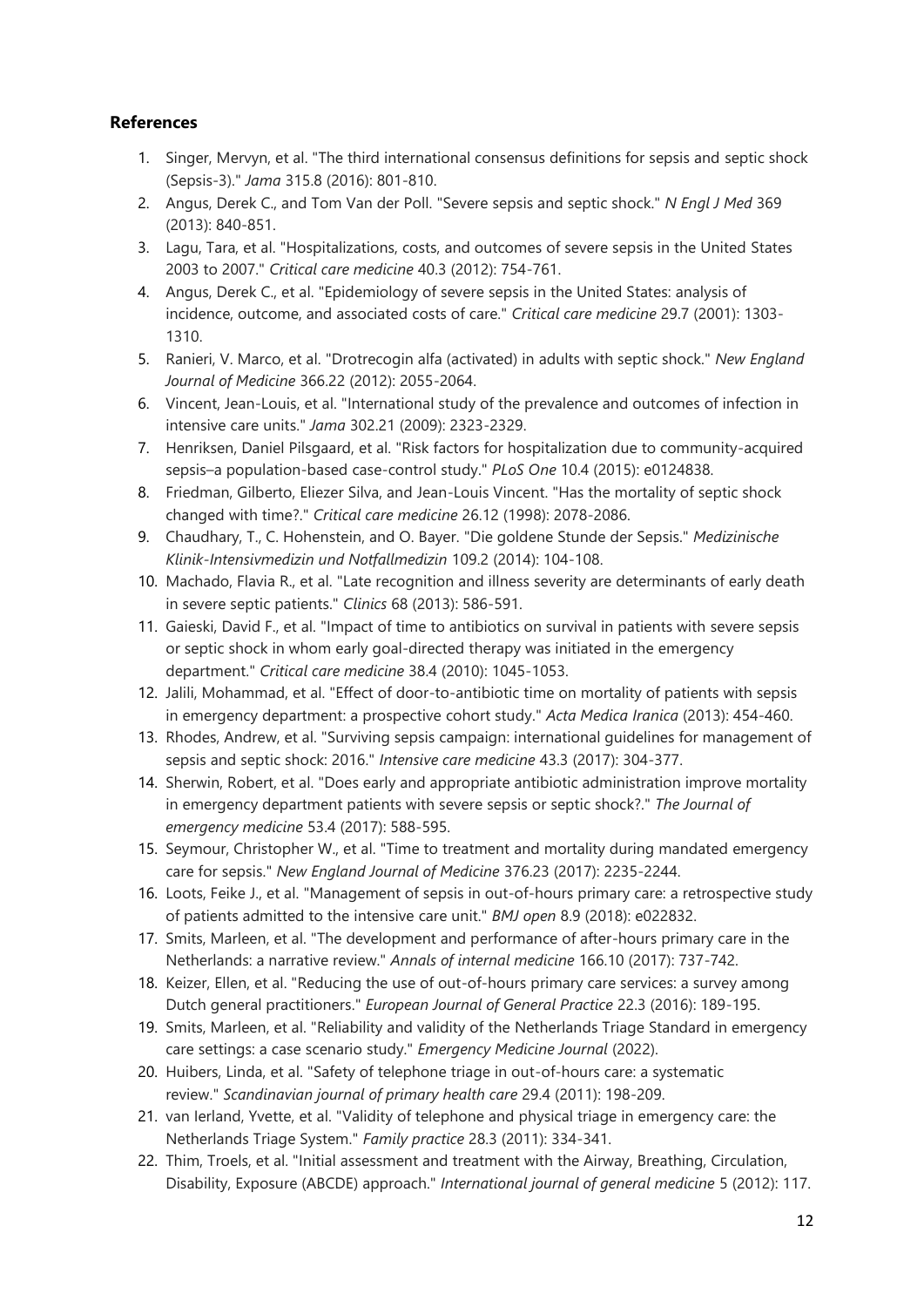## References

1. Singer, Mervyn, et al. "The third international consensus definitions for sepsis and septic shock (Sepsis-3)." *Jama* 315.8 (2016): 801-810.
2. Angus, Derek C., and Tom Van der Poll. "Severe sepsis and septic shock." *N Engl J Med* 369 (2013): 840-851.
3. Lagu, Tara, et al. "Hospitalizations, costs, and outcomes of severe sepsis in the United States 2003 to 2007." *Critical care medicine* 40.3 (2012): 754-761.
4. Angus, Derek C., et al. "Epidemiology of severe sepsis in the United States: analysis of incidence, outcome, and associated costs of care." *Critical care medicine* 29.7 (2001): 1303-1310.
5. Ranieri, V. Marco, et al. "Drotrecogin alfa (activated) in adults with septic shock." *New England Journal of Medicine* 366.22 (2012): 2055-2064.
6. Vincent, Jean-Louis, et al. "International study of the prevalence and outcomes of infection in intensive care units." *Jama* 302.21 (2009): 2323-2329.
7. Henriksen, Daniel Pilsgaard, et al. "Risk factors for hospitalization due to community-acquired sepsis–a population-based case-control study." *PLoS One* 10.4 (2015): e0124838.
8. Friedman, Gilberto, Eliezer Silva, and Jean-Louis Vincent. "Has the mortality of septic shock changed with time?." *Critical care medicine* 26.12 (1998): 2078-2086.
9. Chaudhary, T., C. Hohenstein, and O. Bayer. "Die goldene Stunde der Sepsis." *Medizinische Klinik-Intensivmedizin und Notfallmedizin* 109.2 (2014): 104-108.
10. Machado, Flavia R., et al. "Late recognition and illness severity are determinants of early death in severe septic patients." *Clinics* 68 (2013): 586-591.
11. Gaieski, David F., et al. "Impact of time to antibiotics on survival in patients with severe sepsis or septic shock in whom early goal-directed therapy was initiated in the emergency department." *Critical care medicine* 38.4 (2010): 1045-1053.
12. Jalili, Mohammad, et al. "Effect of door-to-antibiotic time on mortality of patients with sepsis in emergency department: a prospective cohort study." *Acta Medica Iranica* (2013): 454-460.
13. Rhodes, Andrew, et al. "Surviving sepsis campaign: international guidelines for management of sepsis and septic shock: 2016." *Intensive care medicine* 43.3 (2017): 304-377.
14. Sherwin, Robert, et al. "Does early and appropriate antibiotic administration improve mortality in emergency department patients with severe sepsis or septic shock?." *The Journal of emergency medicine* 53.4 (2017): 588-595.
15. Seymour, Christopher W., et al. "Time to treatment and mortality during mandated emergency care for sepsis." *New England Journal of Medicine* 376.23 (2017): 2235-2244.
16. Loots, Feike J., et al. "Management of sepsis in out-of-hours primary care: a retrospective study of patients admitted to the intensive care unit." *BMJ open* 8.9 (2018): e022832.
17. Smits, Marleen, et al. "The development and performance of after-hours primary care in the Netherlands: a narrative review." *Annals of internal medicine* 166.10 (2017): 737-742.
18. Keizer, Ellen, et al. "Reducing the use of out-of-hours primary care services: a survey among Dutch general practitioners." *European Journal of General Practice* 22.3 (2016): 189-195.
19. Smits, Marleen, et al. "Reliability and validity of the Netherlands Triage Standard in emergency care settings: a case scenario study." *Emergency Medicine Journal* (2022).
20. Huibers, Linda, et al. "Safety of telephone triage in out-of-hours care: a systematic review." *Scandinavian journal of primary health care* 29.4 (2011): 198-209.
21. van Ierland, Yvette, et al. "Validity of telephone and physical triage in emergency care: the Netherlands Triage System." *Family practice* 28.3 (2011): 334-341.
22. Thim, Troels, et al. "Initial assessment and treatment with the Airway, Breathing, Circulation, Disability, Exposure (ABCDE) approach." *International journal of general medicine* 5 (2012): 117.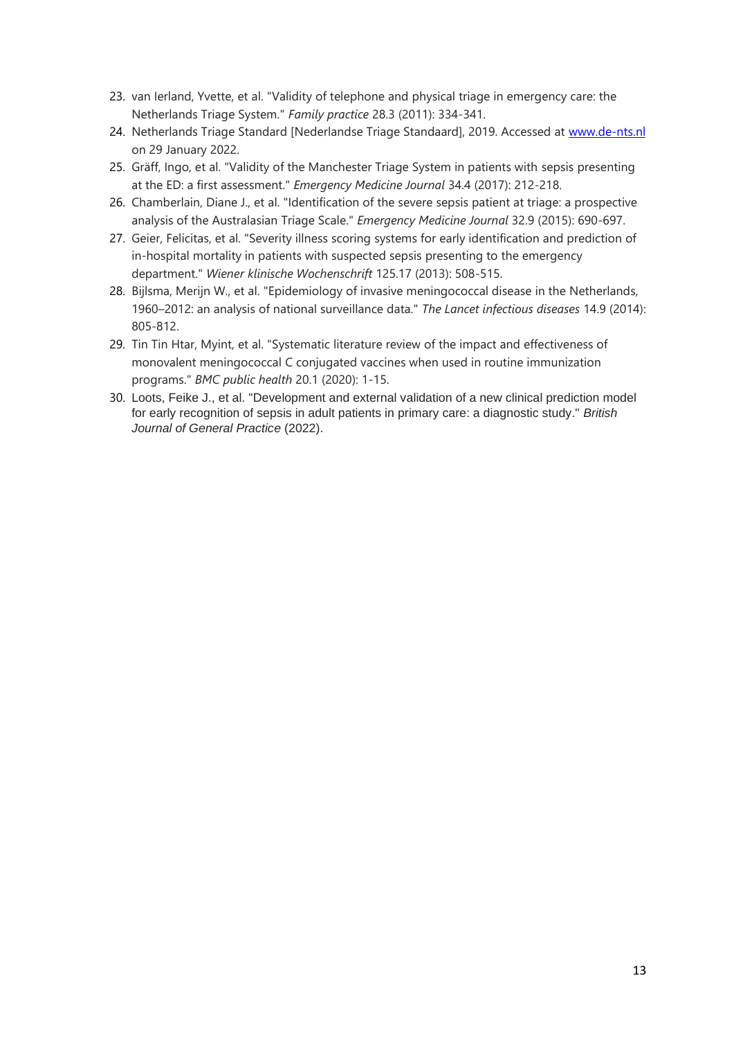23. van Ierland, Yvette, et al. "Validity of telephone and physical triage in emergency care: the Netherlands Triage System." *Family practice* 28.3 (2011): 334-341.
24. Netherlands Triage Standard [Nederlandse Triage Standaard], 2019. Accessed at [www.de-nts.nl](www.de-nts.nl) on 29 January 2022.
25. Gräff, Ingo, et al. "Validity of the Manchester Triage System in patients with sepsis presenting at the ED: a first assessment." *Emergency Medicine Journal* 34.4 (2017): 212-218.
26. Chamberlain, Diane J., et al. "Identification of the severe sepsis patient at triage: a prospective analysis of the Australasian Triage Scale." *Emergency Medicine Journal* 32.9 (2015): 690-697.
27. Geier, Felicitas, et al. "Severity illness scoring systems for early identification and prediction of in-hospital mortality in patients with suspected sepsis presenting to the emergency department." *Wiener klinische Wochenschrift* 125.17 (2013): 508-515.
28. Bijlsma, Merijn W., et al. "Epidemiology of invasive meningococcal disease in the Netherlands, 1960–2012: an analysis of national surveillance data." *The Lancet infectious diseases* 14.9 (2014): 805-812.
29. Tin Tin Htar, Myint, et al. "Systematic literature review of the impact and effectiveness of monovalent meningococcal C conjugated vaccines when used in routine immunization programs." *BMC public health* 20.1 (2020): 1-15.
30. Loots, Feike J., et al. "Development and external validation of a new clinical prediction model for early recognition of sepsis in adult patients in primary care: a diagnostic study." *British Journal of General Practice* (2022).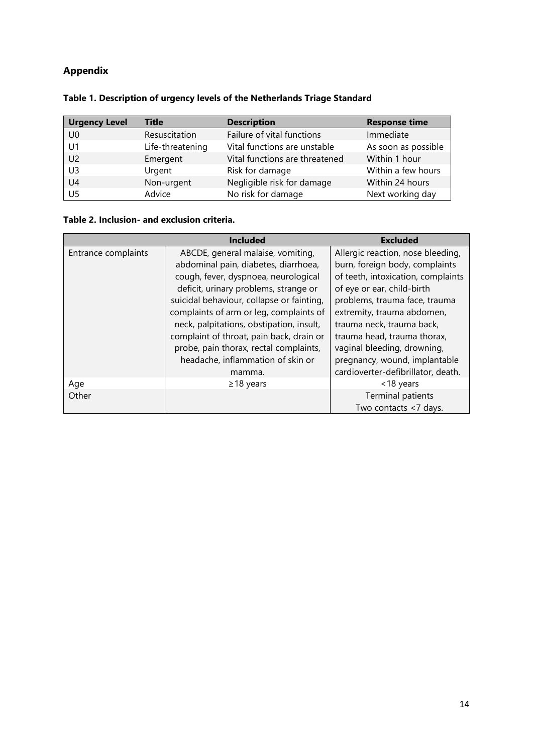## Appendix

**Table 1. Description of urgency levels of the Netherlands Triage Standard**

| Urgency Level | Title | Description | Response time |
|---|---|---|---|
| U0 | Resuscitation | Failure of vital functions | Immediate |
| U1 | Life-threatening | Vital functions are unstable | As soon as possible |
| U2 | Emergent | Vital functions are threatened | Within 1 hour |
| U3 | Urgent | Risk for damage | Within a few hours |
| U4 | Non-urgent | Negligible risk for damage | Within 24 hours |
| U5 | Advice | No risk for damage | Next working day |

**Table 2. Inclusion- and exclusion criteria.**

| | Included | Excluded |
|---|---|---|
| Entrance complaints | ABCDE, general malaise, vomiting, abdominal pain, diabetes, diarrhoea, cough, fever, dyspnoea, neurological deficit, urinary problems, strange or suicidal behaviour, collapse or fainting, complaints of arm or leg, complaints of neck, palpitations, obstipation, insult, complaint of throat, pain back, drain or probe, pain thorax, rectal complaints, headache, inflammation of skin or mamma. | Allergic reaction, nose bleeding, burn, foreign body, complaints of teeth, intoxication, complaints of eye or ear, child-birth problems, trauma face, trauma extremity, trauma abdomen, trauma neck, trauma back, trauma head, trauma thorax, vaginal bleeding, drowning, pregnancy, wound, implantable cardioverter-defibrillator, death. |
| Age | ≥18 years | <18 years |
| Other | | Terminal patients<br>Two contacts <7 days. |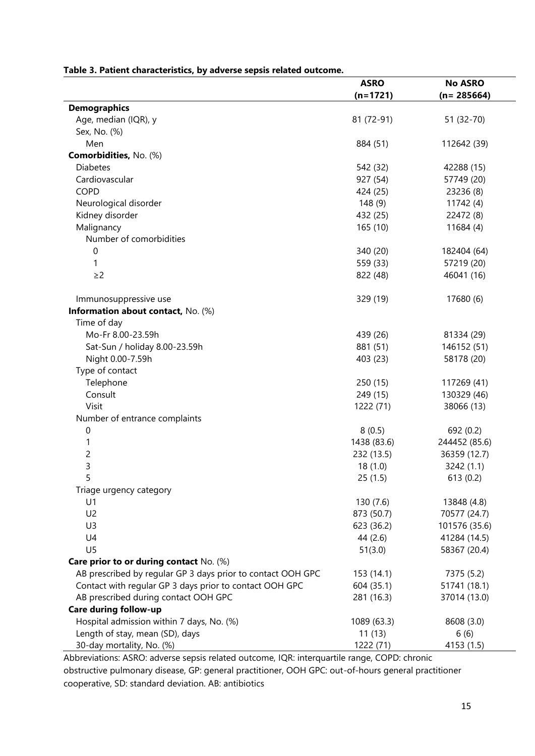**Table 3. Patient characteristics, by adverse sepsis related outcome.**

| | ASRO (n=1721) | No ASRO (n= 285664) |
|---|---|---|
| **Demographics** | | |
| Age, median (IQR), y | 81 (72-91) | 51 (32-70) |
| Sex, No. (%) | | |
| Men | 884 (51) | 112642 (39) |
| **Comorbidities,** No. (%) | | |
| Diabetes | 542 (32) | 42288 (15) |
| Cardiovascular | 927 (54) | 57749 (20) |
| COPD | 424 (25) | 23236 (8) |
| Neurological disorder | 148 (9) | 11742 (4) |
| Kidney disorder | 432 (25) | 22472 (8) |
| Malignancy | 165 (10) | 11684 (4) |
| Number of comorbidities | | |
| 0 | 340 (20) | 182404 (64) |
| 1 | 559 (33) | 57219 (20) |
| ≥2 | 822 (48) | 46041 (16) |
| Immunosuppressive use | 329 (19) | 17680 (6) |
| **Information about contact,** No. (%) | | |
| Time of day | | |
| Mo-Fr 8.00-23.59h | 439 (26) | 81334 (29) |
| Sat-Sun / holiday 8.00-23.59h | 881 (51) | 146152 (51) |
| Night 0.00-7.59h | 403 (23) | 58178 (20) |
| Type of contact | | |
| Telephone | 250 (15) | 117269 (41) |
| Consult | 249 (15) | 130329 (46) |
| Visit | 1222 (71) | 38066 (13) |
| Number of entrance complaints | | |
| 0 | 8 (0.5) | 692 (0.2) |
| 1 | 1438 (83.6) | 244452 (85.6) |
| 2 | 232 (13.5) | 36359 (12.7) |
| 3 | 18 (1.0) | 3242 (1.1) |
| 5 | 25 (1.5) | 613 (0.2) |
| Triage urgency category | | |
| U1 | 130 (7.6) | 13848 (4.8) |
| U2 | 873 (50.7) | 70577 (24.7) |
| U3 | 623 (36.2) | 101576 (35.6) |
| U4 | 44 (2.6) | 41284 (14.5) |
| U5 | 51(3.0) | 58367 (20.4) |
| **Care prior to or during contact** No. (%) | | |
| AB prescribed by regular GP 3 days prior to contact OOH GPC | 153 (14.1) | 7375 (5.2) |
| Contact with regular GP 3 days prior to contact OOH GPC | 604 (35.1) | 51741 (18.1) |
| AB prescribed during contact OOH GPC | 281 (16.3) | 37014 (13.0) |
| **Care during follow-up** | | |
| Hospital admission within 7 days, No. (%) | 1089 (63.3) | 8608 (3.0) |
| Length of stay, mean (SD), days | 11 (13) | 6 (6) |
| 30-day mortality, No. (%) | 1222 (71) | 4153 (1.5) |

Abbreviations: ASRO: adverse sepsis related outcome, IQR: interquartile range, COPD: chronic obstructive pulmonary disease, GP: general practitioner, OOH GPC: out-of-hours general practitioner cooperative, SD: standard deviation. AB: antibiotics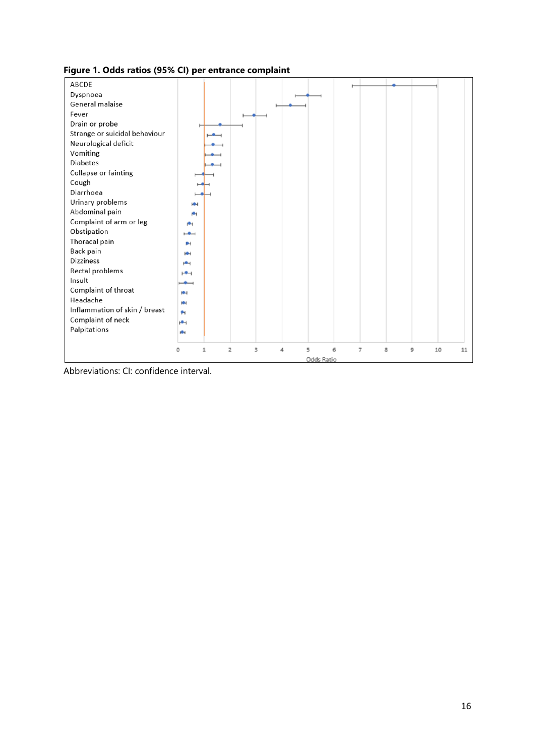**Figure 1. Odds ratios (95% CI) per entrance complaint**

Abbreviations: CI: confidence interval.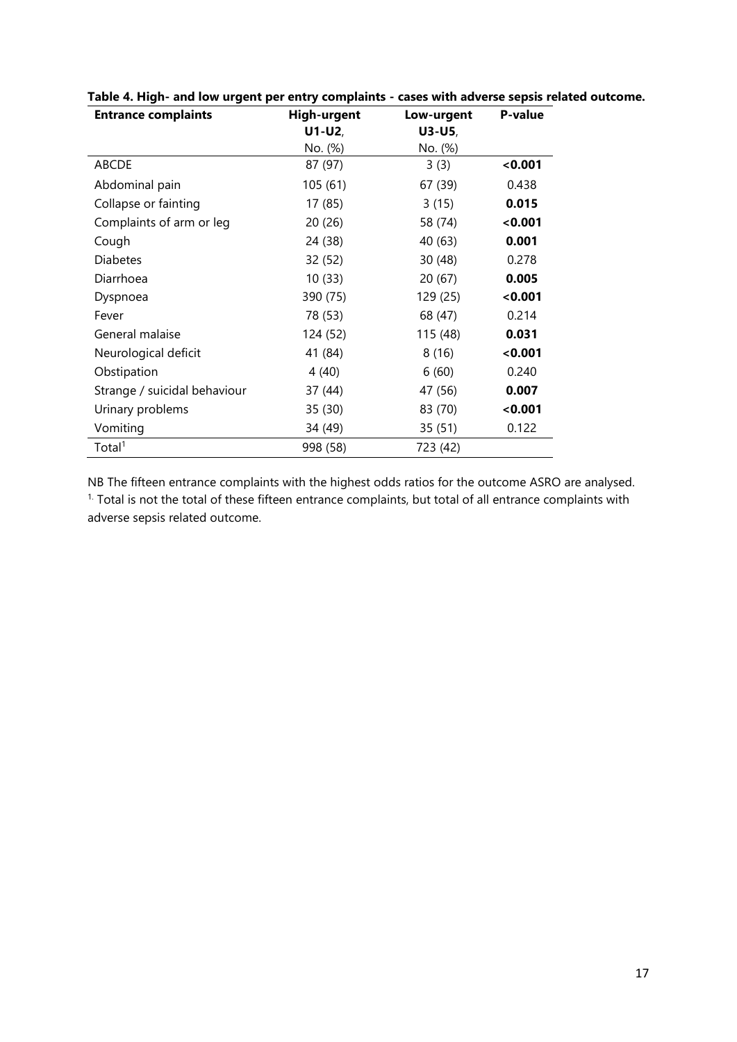**Table 4. High- and low urgent per entry complaints - cases with adverse sepsis related outcome.**

| Entrance complaints | High-urgent U1-U2, No. (%) | Low-urgent U3-U5, No. (%) | P-value |
|---|---|---|---|
| ABCDE | 87 (97) | 3 (3) | **<0.001** |
| Abdominal pain | 105 (61) | 67 (39) | 0.438 |
| Collapse or fainting | 17 (85) | 3 (15) | **0.015** |
| Complaints of arm or leg | 20 (26) | 58 (74) | **<0.001** |
| Cough | 24 (38) | 40 (63) | **0.001** |
| Diabetes | 32 (52) | 30 (48) | 0.278 |
| Diarrhoea | 10 (33) | 20 (67) | **0.005** |
| Dyspnoea | 390 (75) | 129 (25) | **<0.001** |
| Fever | 78 (53) | 68 (47) | 0.214 |
| General malaise | 124 (52) | 115 (48) | **0.031** |
| Neurological deficit | 41 (84) | 8 (16) | **<0.001** |
| Obstipation | 4 (40) | 6 (60) | 0.240 |
| Strange / suicidal behaviour | 37 (44) | 47 (56) | **0.007** |
| Urinary problems | 35 (30) | 83 (70) | **<0.001** |
| Vomiting | 34 (49) | 35 (51) | 0.122 |
| Total[1] | 998 (58) | 723 (42) | |

NB The fifteen entrance complaints with the highest odds ratios for the outcome ASRO are analysed.
[1] Total is not the total of these fifteen entrance complaints, but total of all entrance complaints with adverse sepsis related outcome.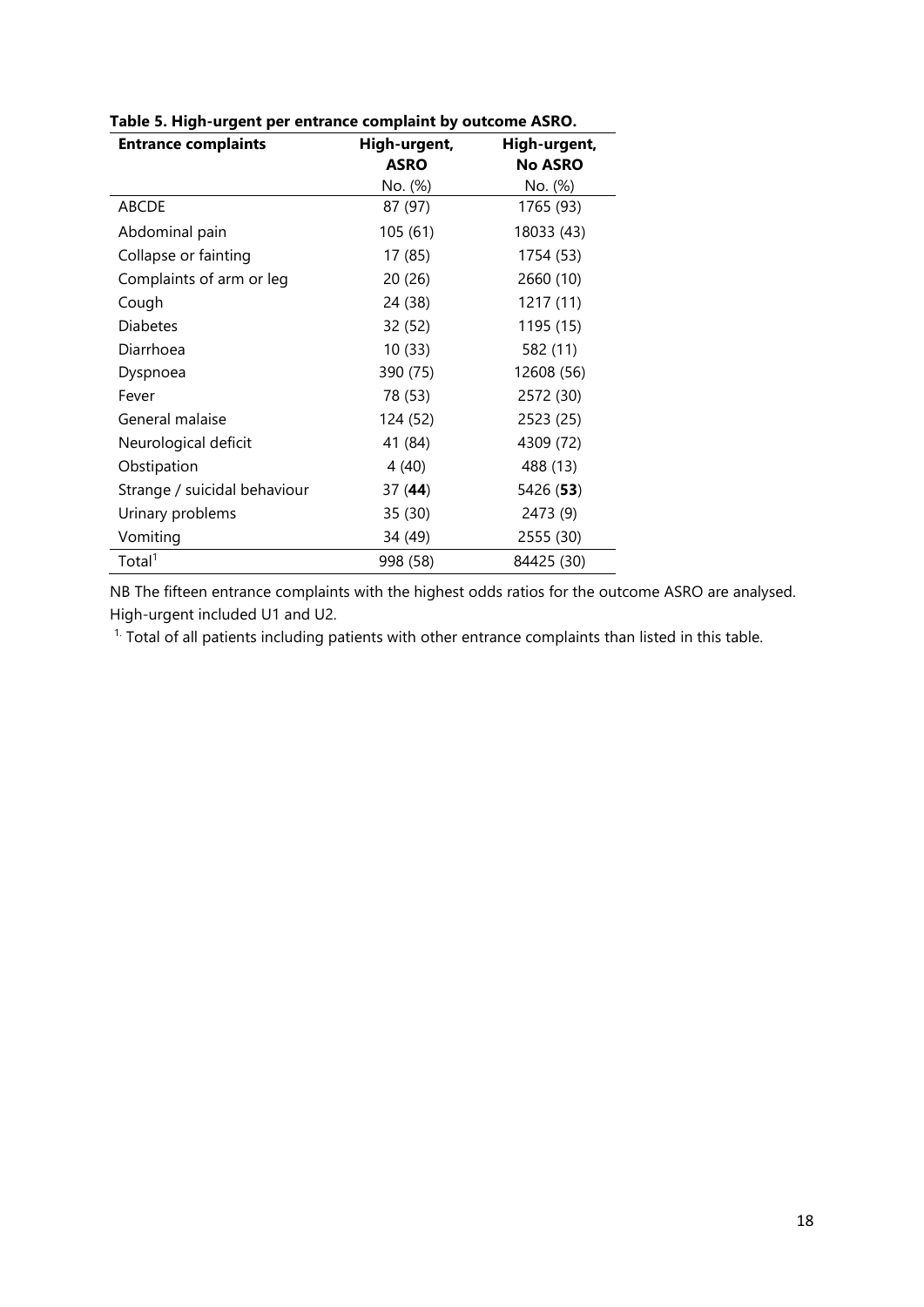**Table 5. High-urgent per entrance complaint by outcome ASRO.**

| Entrance complaints | High-urgent, ASRO | High-urgent, No ASRO |
|---|---|---|
| | No. (%) | No. (%) |
| ABCDE | 87 (97) | 1765 (93) |
| Abdominal pain | 105 (61) | 18033 (43) |
| Collapse or fainting | 17 (85) | 1754 (53) |
| Complaints of arm or leg | 20 (26) | 2660 (10) |
| Cough | 24 (38) | 1217 (11) |
| Diabetes | 32 (52) | 1195 (15) |
| Diarrhoea | 10 (33) | 582 (11) |
| Dyspnoea | 390 (75) | 12608 (56) |
| Fever | 78 (53) | 2572 (30) |
| General malaise | 124 (52) | 2523 (25) |
| Neurological deficit | 41 (84) | 4309 (72) |
| Obstipation | 4 (40) | 488 (13) |
| Strange / suicidal behaviour | 37 (**44**) | 5426 (**53**) |
| Urinary problems | 35 (30) | 2473 (9) |
| Vomiting | 34 (49) | 2555 (30) |
| Total[1] | 998 (58) | 84425 (30) |

NB The fifteen entrance complaints with the highest odds ratios for the outcome ASRO are analysed. High-urgent included U1 and U2.

[1] Total of all patients including patients with other entrance complaints than listed in this table.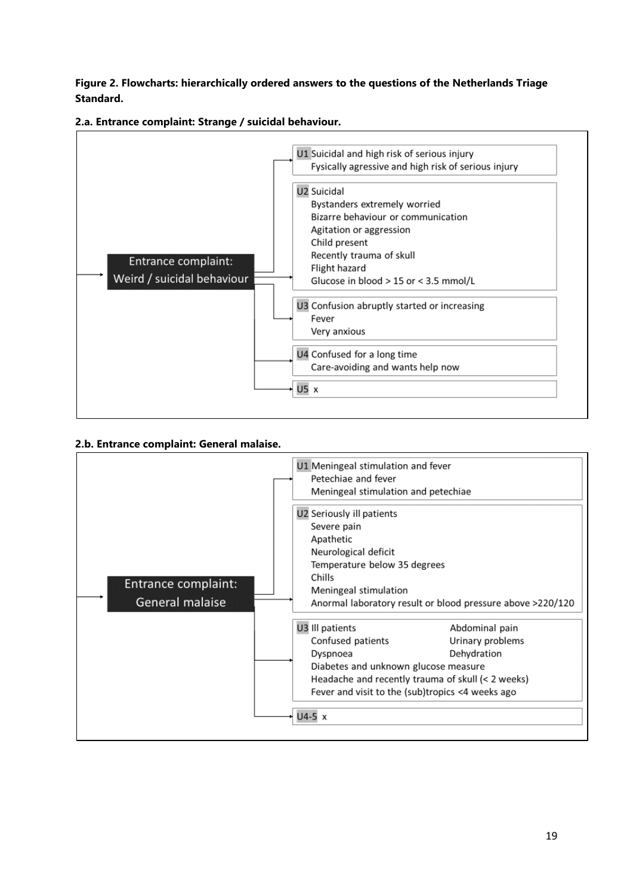**Figure 2. Flowcharts: hierarchically ordered answers to the questions of the Netherlands Triage Standard.**

**2.a. Entrance complaint: Strange / suicidal behaviour.**

Entrance complaint: Weird / suicidal behaviour

- **U1** Suicidal and high risk of serious injury
  Fysically agressive and high risk of serious injury
- **U2** Suicidal
  Bystanders extremely worried
  Bizarre behaviour or communication
  Agitation or aggression
  Child present
  Recently trauma of skull
  Flight hazard
  Glucose in blood > 15 or < 3.5 mmol/L
- **U3** Confusion abruptly started or increasing
  Fever
  Very anxious
- **U4** Confused for a long time
  Care-avoiding and wants help now
- **U5** x

**2.b. Entrance complaint: General malaise.**

Entrance complaint: General malaise

- **U1** Meningeal stimulation and fever
  Petechiae and fever
  Meningeal stimulation and petechiae
- **U2** Seriously ill patients
  Severe pain
  Apathetic
  Neurological deficit
  Temperature below 35 degrees
  Chills
  Meningeal stimulation
  Anormal laboratory result or blood pressure above >220/120
- **U3** Ill patients
  Confused patients
  Dyspnoea
  Abdominal pain
  Urinary problems
  Dehydration
  Diabetes and unknown glucose measure
  Headache and recently trauma of skull (< 2 weeks)
  Fever and visit to the (sub)tropics <4 weeks ago
- **U4-5** x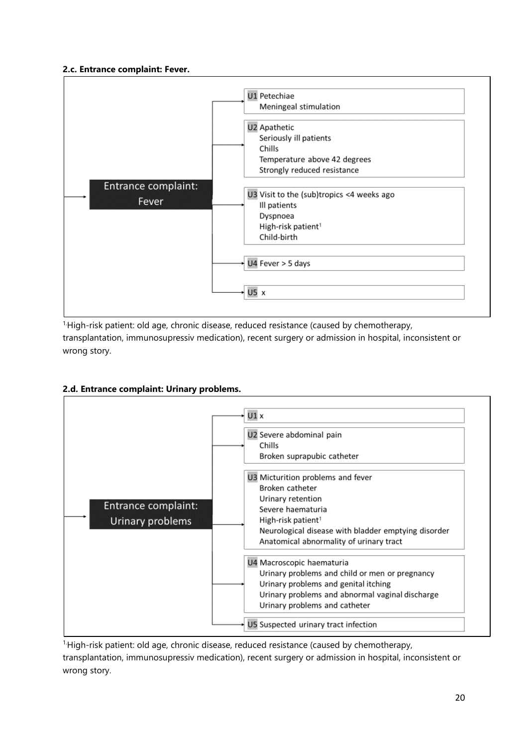**2.c. Entrance complaint: Fever.**

Entrance complaint: Fever

- **U1** Petechiae
  - Meningeal stimulation
- **U2** Apathetic
  - Seriously ill patients
  - Chills
  - Temperature above 42 degrees
  - Strongly reduced resistance
- **U3** Visit to the (sub)tropics <4 weeks ago
  - Ill patients
  - Dyspnoea
  - High-risk patient[1]
  - Child-birth
- **U4** Fever > 5 days
- **U5** x

[1] High-risk patient: old age, chronic disease, reduced resistance (caused by chemotherapy, transplantation, immunosupressiv medication), recent surgery or admission in hospital, inconsistent or wrong story.

**2.d. Entrance complaint: Urinary problems.**

Entrance complaint: Urinary problems

- **U1** x
- **U2** Severe abdominal pain
  - Chills
  - Broken suprapubic catheter
- **U3** Micturition problems and fever
  - Broken catheter
  - Urinary retention
  - Severe haematuria
  - High-risk patient[1]
  - Neurological disease with bladder emptying disorder
  - Anatomical abnormality of urinary tract
- **U4** Macroscopic haematuria
  - Urinary problems and child or men or pregnancy
  - Urinary problems and genital itching
  - Urinary problems and abnormal vaginal discharge
  - Urinary problems and catheter
- **U5** Suspected urinary tract infection

[1] High-risk patient: old age, chronic disease, reduced resistance (caused by chemotherapy, transplantation, immunosupressiv medication), recent surgery or admission in hospital, inconsistent or wrong story.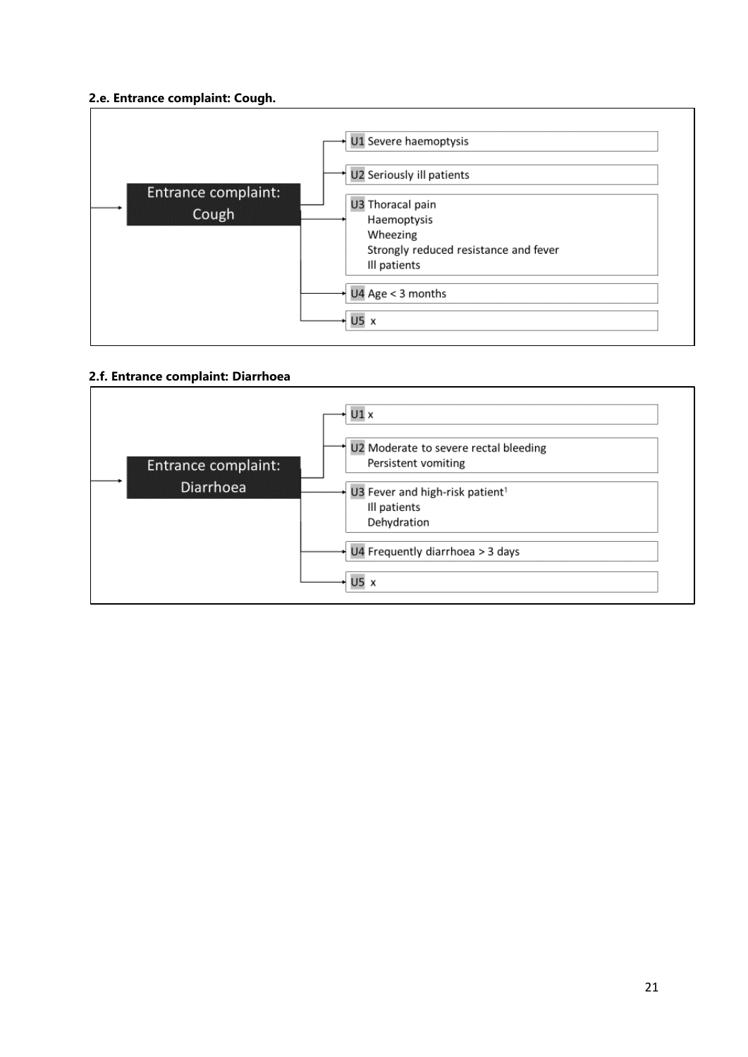**2.e. Entrance complaint: Cough.**

Entrance complaint: Cough

- U1 Severe haemoptysis
- U2 Seriously ill patients
- U3 Thoracal pain
  Haemoptysis
  Wheezing
  Strongly reduced resistance and fever
  Ill patients
- U4 Age < 3 months
- U5 x

**2.f. Entrance complaint: Diarrhoea**

Entrance complaint: Diarrhoea

- U1 x
- U2 Moderate to severe rectal bleeding
  Persistent vomiting
- U3 Fever and high-risk patient[1]
  Ill patients
  Dehydration
- U4 Frequently diarrhoea > 3 days
- U5 x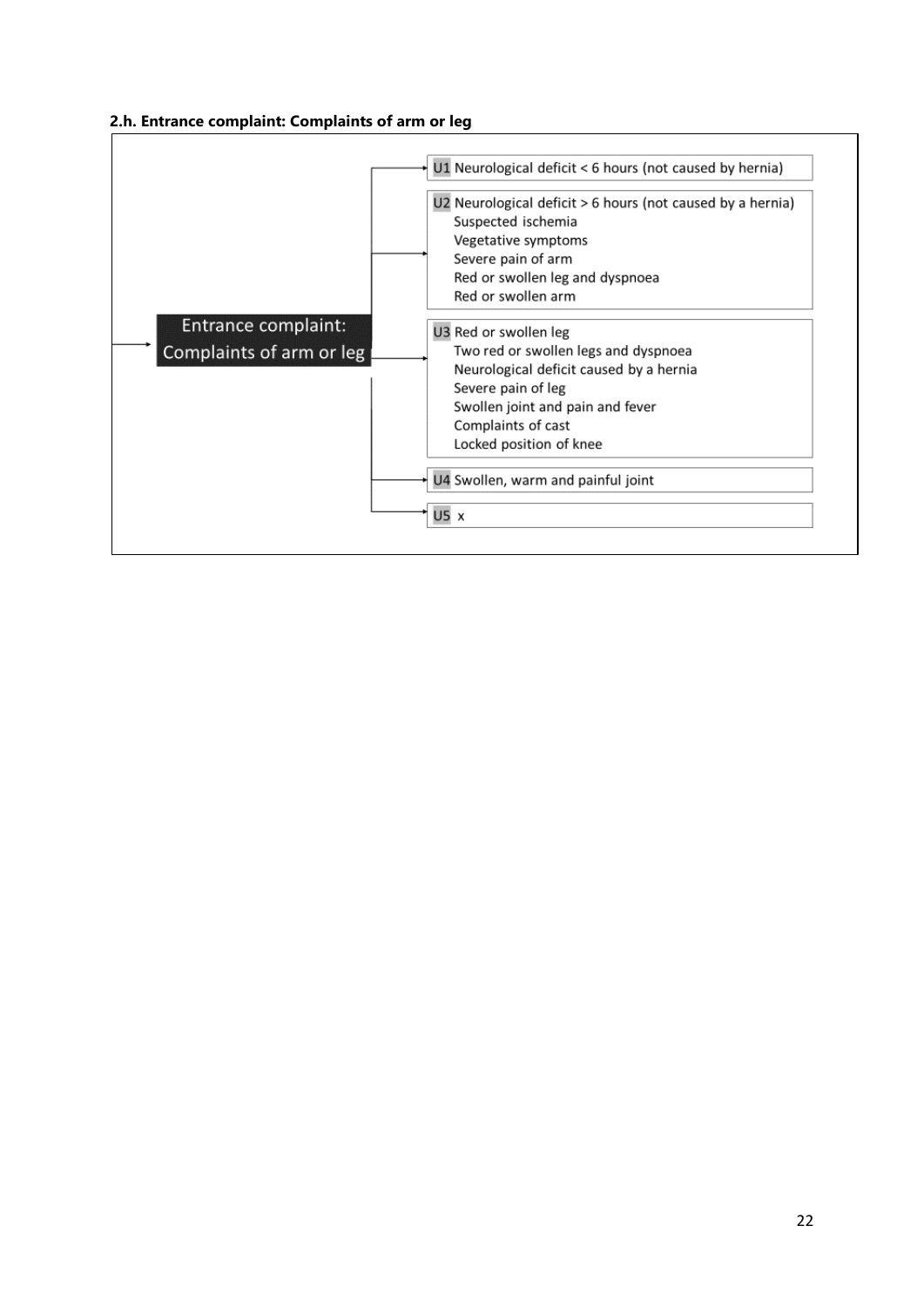**2.h. Entrance complaint: Complaints of arm or leg**

Entrance complaint: Complaints of arm or leg

U1 Neurological deficit < 6 hours (not caused by hernia)

U2 Neurological deficit > 6 hours (not caused by a hernia)
Suspected ischemia
Vegetative symptoms
Severe pain of arm
Red or swollen leg and dyspnoea
Red or swollen arm

U3 Red or swollen leg
Two red or swollen legs and dyspnoea
Neurological deficit caused by a hernia
Severe pain of leg
Swollen joint and pain and fever
Complaints of cast
Locked position of knee

U4 Swollen, warm and painful joint

U5 x